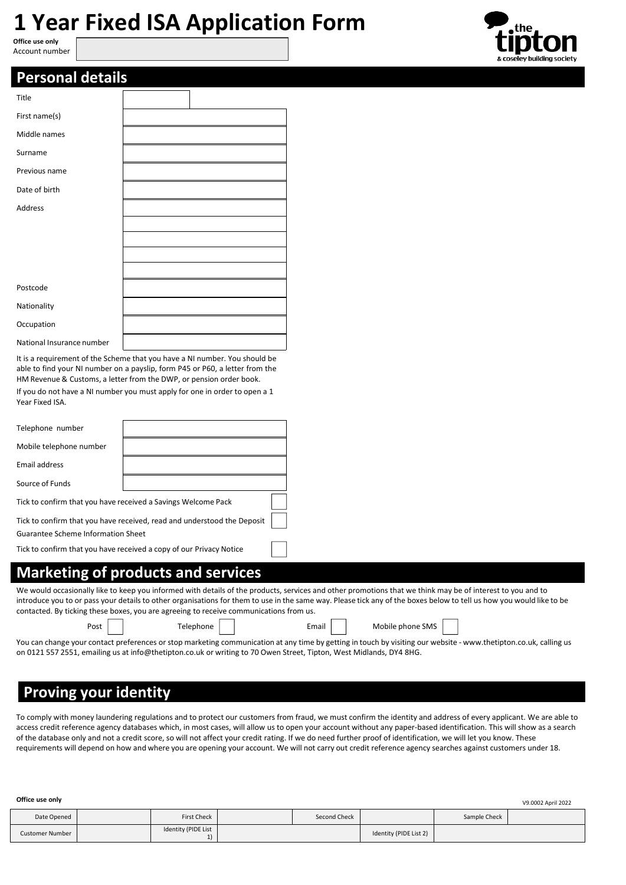# 1 Year Fixed ISA Application Form

**Office use only**

| Account number | |
|---|---|

## Personal details

| | |
|---|---|
| Title | |
| First name(s) | |
| Middle names | |
| Surname | |
| Previous name | |
| Date of birth | |
| Address | |
| | |
| | |
| | |
| | |
| Postcode | |
| Nationality | |
| Occupation | |
| National Insurance number | |

It is a requirement of the Scheme that you have a NI number. You should be able to find your NI number on a payslip, form P45 or P60, a letter from the HM Revenue & Customs, a letter from the DWP, or pension order book.

If you do not have a NI number you must apply for one in order to open a 1 Year Fixed ISA.

| | |
|---|---|
| Telephone number | |
| Mobile telephone number | |
| Email address | |
| Source of Funds | |

Tick to confirm that you have received a Savings Welcome Pack ☐

Tick to confirm that you have received, read and understood the Deposit Guarantee Scheme Information Sheet ☐

Tick to confirm that you have received a copy of our Privacy Notice ☐

## Marketing of products and services

We would occasionally like to keep you informed with details of the products, services and other promotions that we think may be of interest to you and to introduce you to or pass your details to other organisations for them to use in the same way. Please tick any of the boxes below to tell us how you would like to be contacted. By ticking these boxes, you are agreeing to receive communications from us.

Post ☐ Telephone ☐ Email ☐ Mobile phone SMS ☐

You can change your contact preferences or stop marketing communication at any time by getting in touch by visiting our website - www.thetipton.co.uk, calling us on 0121 557 2551, emailing us at info@thetipton.co.uk or writing to 70 Owen Street, Tipton, West Midlands, DY4 8HG.

## Proving your identity

To comply with money laundering regulations and to protect our customers from fraud, we must confirm the identity and address of every applicant. We are able to access credit reference agency databases which, in most cases, will allow us to open your account without any paper-based identification. This will show as a search of the database only and not a credit score, so will not affect your credit rating. If we do need further proof of identification, we will let you know. These requirements will depend on how and where you are opening your account. We will not carry out credit reference agency searches against customers under 18.

**Office use only**

V9.0002 April 2022

| Date Opened | | First Check | | Second Check | | Sample Check | |
|---|---|---|---|---|---|---|---|
| Customer Number | | Identity (PIDE List 1) | | | Identity (PIDE List 2) | | |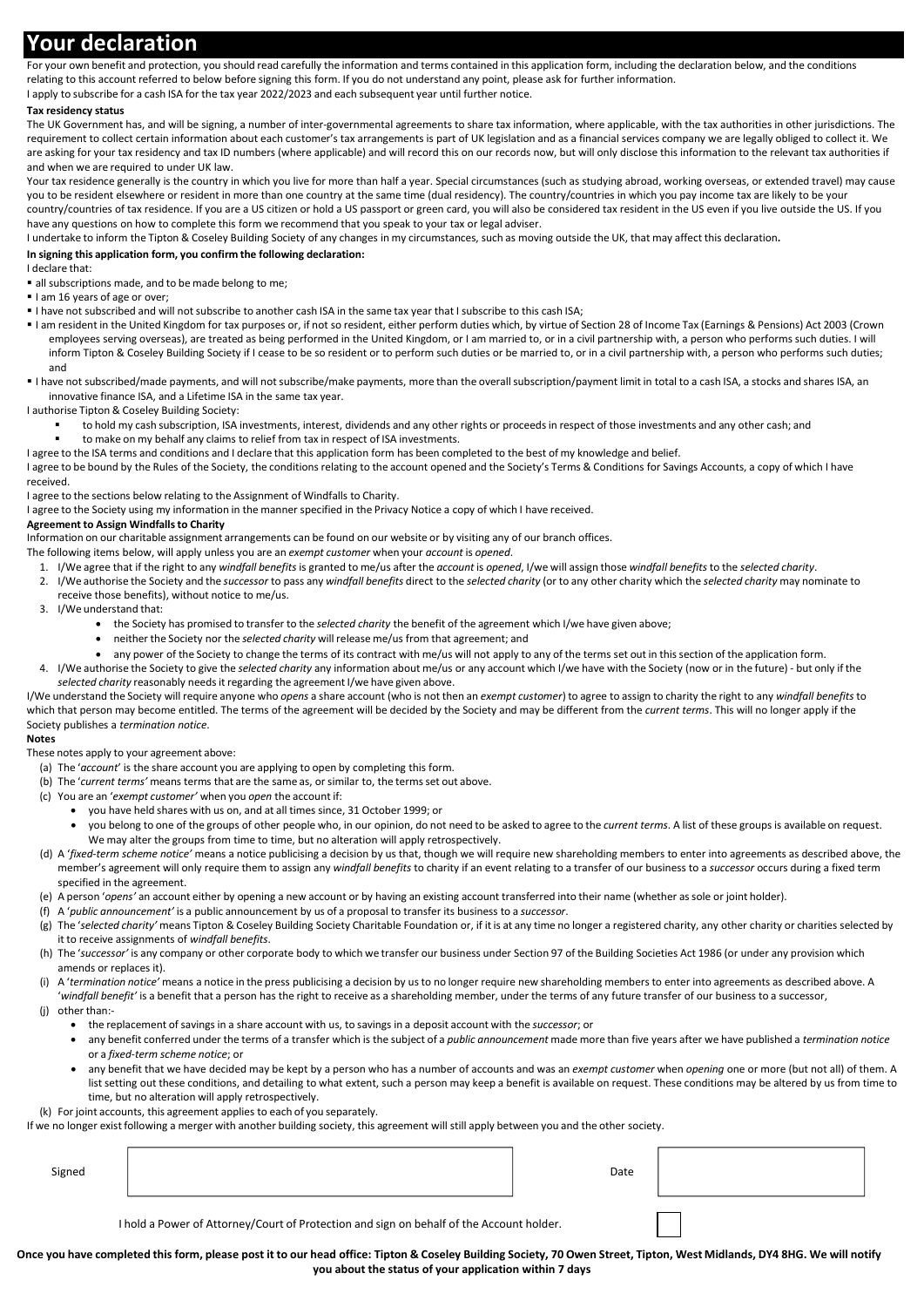# Your declaration

For your own benefit and protection, you should read carefully the information and terms contained in this application form, including the declaration below, and the conditions relating to this account referred to below before signing this form. If you do not understand any point, please ask for further information.

I apply to subscribe for a cash ISA for the tax year 2022/2023 and each subsequent year until further notice.

**Tax residency status**

The UK Government has, and will be signing, a number of inter-governmental agreements to share tax information, where applicable, with the tax authorities in other jurisdictions. The requirement to collect certain information about each customer's tax arrangements is part of UK legislation and as a financial services company we are legally obliged to collect it. We are asking for your tax residency and tax ID numbers (where applicable) and will record this on our records now, but will only disclose this information to the relevant tax authorities if and when we are required to under UK law.

Your tax residence generally is the country in which you live for more than half a year. Special circumstances (such as studying abroad, working overseas, or extended travel) may cause you to be resident elsewhere or resident in more than one country at the same time (dual residency). The country/countries in which you pay income tax are likely to be your country/countries of tax residence. If you are a US citizen or hold a US passport or green card, you will also be considered tax resident in the US even if you live outside the US. If you have any questions on how to complete this form we recommend that you speak to your tax or legal adviser.

I undertake to inform the Tipton & Coseley Building Society of any changes in my circumstances, such as moving outside the UK, that may affect this declaration**.**

**In signing this application form, you confirm the following declaration:**

I declare that:

- all subscriptions made, and to be made belong to me;
- I am 16 years of age or over;
- I have not subscribed and will not subscribe to another cash ISA in the same tax year that I subscribe to this cash ISA;
- I am resident in the United Kingdom for tax purposes or, if not so resident, either perform duties which, by virtue of Section 28 of Income Tax (Earnings & Pensions) Act 2003 (Crown employees serving overseas), are treated as being performed in the United Kingdom, or I am married to, or in a civil partnership with, a person who performs such duties. I will inform Tipton & Coseley Building Society if I cease to be so resident or to perform such duties or be married to, or in a civil partnership with, a person who performs such duties; and
- I have not subscribed/made payments, and will not subscribe/make payments, more than the overall subscription/payment limit in total to a cash ISA, a stocks and shares ISA, an innovative finance ISA, and a Lifetime ISA in the same tax year.

I authorise Tipton & Coseley Building Society:

- to hold my cash subscription, ISA investments, interest, dividends and any other rights or proceeds in respect of those investments and any other cash; and
- to make on my behalf any claims to relief from tax in respect of ISA investments.

I agree to the ISA terms and conditions and I declare that this application form has been completed to the best of my knowledge and belief.

I agree to be bound by the Rules of the Society, the conditions relating to the account opened and the Society's Terms & Conditions for Savings Accounts, a copy of which I have received.

I agree to the sections below relating to the Assignment of Windfalls to Charity.

I agree to the Society using my information in the manner specified in the Privacy Notice a copy of which I have received.

**Agreement to Assign Windfalls to Charity**

Information on our charitable assignment arrangements can be found on our website or by visiting any of our branch offices.

The following items below, will apply unless you are an *exempt customer* when your *account* is *opened*.

1. I/We agree that if the right to any *windfall benefits* is granted to me/us after the *account* is *opened*, I/we will assign those *windfall benefits* to the *selected charity*.
2. I/We authorise the Society and the *successor* to pass any *windfall benefits* direct to the *selected charity* (or to any other charity which the *selected charity* may nominate to receive those benefits), without notice to me/us.
3. I/We understand that:
   - the Society has promised to transfer to the *selected charity* the benefit of the agreement which I/we have given above;
   - neither the Society nor the *selected charity* will release me/us from that agreement; and
   - any power of the Society to change the terms of its contract with me/us will not apply to any of the terms set out in this section of the application form.
4. I/We authorise the Society to give the *selected charity* any information about me/us or any account which I/we have with the Society (now or in the future) - but only if the *selected charity* reasonably needs it regarding the agreement I/we have given above.

I/We understand the Society will require anyone who *opens* a share account (who is not then an *exempt customer*) to agree to assign to charity the right to any *windfall benefits* to which that person may become entitled. The terms of the agreement will be decided by the Society and may be different from the *current terms*. This will no longer apply if the Society publishes a *termination notice*.

**Notes**

These notes apply to your agreement above:

(a) The '*account*' is the share account you are applying to open by completing this form.

(b) The '*current terms'* means terms that are the same as, or similar to, the terms set out above.

(c) You are an '*exempt customer'* when you *open* the account if:
   - you have held shares with us on, and at all times since, 31 October 1999; or
   - you belong to one of the groups of other people who, in our opinion, do not need to be asked to agree to the *current terms*. A list of these groups is available on request. We may alter the groups from time to time, but no alteration will apply retrospectively.

(d) A '*fixed-term scheme notice'* means a notice publicising a decision by us that, though we will require new shareholding members to enter into agreements as described above, the member's agreement will only require them to assign any *windfall benefits* to charity if an event relating to a transfer of our business to a *successor* occurs during a fixed term specified in the agreement.

(e) A person '*opens'* an account either by opening a new account or by having an existing account transferred into their name (whether as sole or joint holder).

(f) A '*public announcement'* is a public announcement by us of a proposal to transfer its business to a *successor*.

(g) The '*selected charity'* means Tipton & Coseley Building Society Charitable Foundation or, if it is at any time no longer a registered charity, any other charity or charities selected by it to receive assignments of *windfall benefits*.

(h) The '*successor'* is any company or other corporate body to which we transfer our business under Section 97 of the Building Societies Act 1986 (or under any provision which amends or replaces it).

(i) A '*termination notice'* means a notice in the press publicising a decision by us to no longer require new shareholding members to enter into agreements as described above. A '*windfall benefit'* is a benefit that a person has the right to receive as a shareholding member, under the terms of any future transfer of our business to a successor,

(j) other than:-
   - the replacement of savings in a share account with us, to savings in a deposit account with the *successor*; or
   - any benefit conferred under the terms of a transfer which is the subject of a *public announcement* made more than five years after we have published a *termination notice* or a *fixed-term scheme notice*; or
   - any benefit that we have decided may be kept by a person who has a number of accounts and was an *exempt customer* when *opening* one or more (but not all) of them. A list setting out these conditions, and detailing to what extent, such a person may keep a benefit is available on request. These conditions may be altered by us from time to time, but no alteration will apply retrospectively.

(k) For joint accounts, this agreement applies to each of you separately.

If we no longer exist following a merger with another building society, this agreement will still apply between you and the other society.

Signed | Date

I hold a Power of Attorney/Court of Protection and sign on behalf of the Account holder. ☐

**Once you have completed this form, please post it to our head office: Tipton & Coseley Building Society, 70 Owen Street, Tipton, West Midlands, DY4 8HG. We will notify you about the status of your application within 7 days**